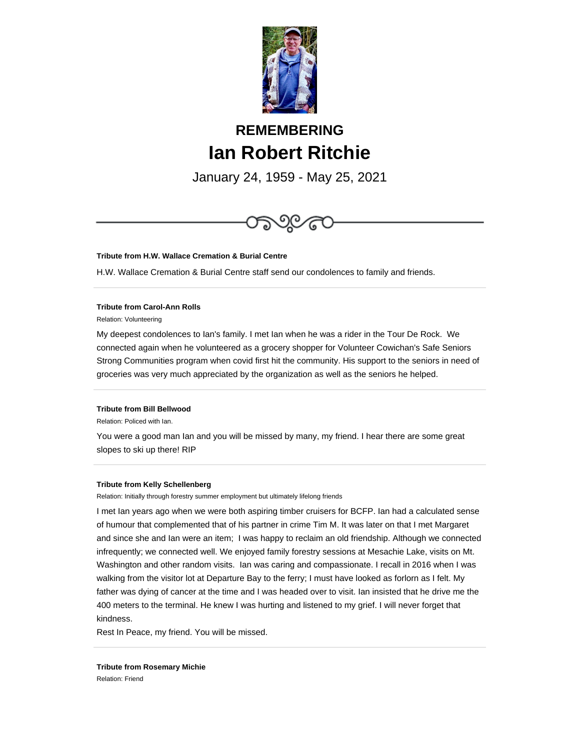## REMEMBERING

# Ian Robert Ritchie

January 24, 1959 - May 25, 2021

---

**Tribute from H.W. Wallace Cremation & Burial Centre**

H.W. Wallace Cremation & Burial Centre staff send our condolences to family and friends.

---

**Tribute from Carol-Ann Rolls**

Relation: Volunteering

My deepest condolences to Ian's family. I met Ian when he was a rider in the Tour De Rock. We connected again when he volunteered as a grocery shopper for Volunteer Cowichan's Safe Seniors Strong Communities program when covid first hit the community. His support to the seniors in need of groceries was very much appreciated by the organization as well as the seniors he helped.

---

**Tribute from Bill Bellwood**

Relation: Policed with Ian.

You were a good man Ian and you will be missed by many, my friend. I hear there are some great slopes to ski up there! RIP

---

**Tribute from Kelly Schellenberg**

Relation: Initially through forestry summer employment but ultimately lifelong friends

I met Ian years ago when we were both aspiring timber cruisers for BCFP. Ian had a calculated sense of humour that complemented that of his partner in crime Tim M. It was later on that I met Margaret and since she and Ian were an item; I was happy to reclaim an old friendship. Although we connected infrequently; we connected well. We enjoyed family forestry sessions at Mesachie Lake, visits on Mt. Washington and other random visits. Ian was caring and compassionate. I recall in 2016 when I was walking from the visitor lot at Departure Bay to the ferry; I must have looked as forlorn as I felt. My father was dying of cancer at the time and I was headed over to visit. Ian insisted that he drive me the 400 meters to the terminal. He knew I was hurting and listened to my grief. I will never forget that kindness.

Rest In Peace, my friend. You will be missed.

---

**Tribute from Rosemary Michie**

Relation: Friend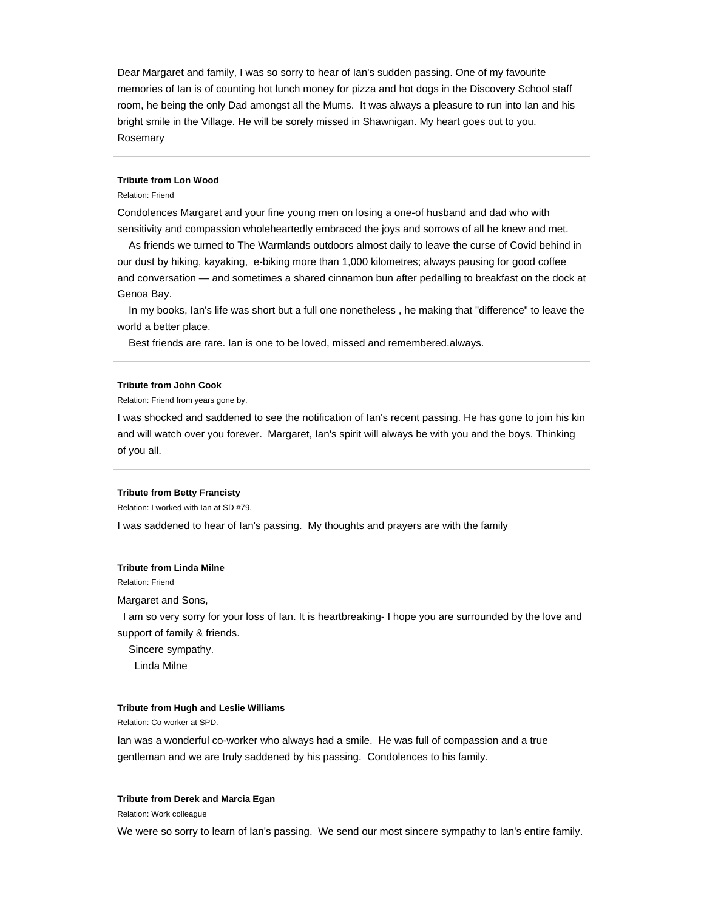Dear Margaret and family, I was so sorry to hear of Ian's sudden passing. One of my favourite memories of Ian is of counting hot lunch money for pizza and hot dogs in the Discovery School staff room, he being the only Dad amongst all the Mums. It was always a pleasure to run into Ian and his bright smile in the Village. He will be sorely missed in Shawnigan. My heart goes out to you. Rosemary

---

**Tribute from Lon Wood**

Relation: Friend

Condolences Margaret and your fine young men on losing a one-of husband and dad who with sensitivity and compassion wholeheartedly embraced the joys and sorrows of all he knew and met.

As friends we turned to The Warmlands outdoors almost daily to leave the curse of Covid behind in our dust by hiking, kayaking, e-biking more than 1,000 kilometres; always pausing for good coffee and conversation — and sometimes a shared cinnamon bun after pedalling to breakfast on the dock at Genoa Bay.

In my books, Ian's life was short but a full one nonetheless , he making that "difference" to leave the world a better place.

Best friends are rare. Ian is one to be loved, missed and remembered.always.

---

**Tribute from John Cook**

Relation: Friend from years gone by.

I was shocked and saddened to see the notification of Ian's recent passing. He has gone to join his kin and will watch over you forever. Margaret, Ian's spirit will always be with you and the boys. Thinking of you all.

---

**Tribute from Betty Francisty**

Relation: I worked with Ian at SD #79.

I was saddened to hear of Ian's passing. My thoughts and prayers are with the family

---

**Tribute from Linda Milne**

Relation: Friend

Margaret and Sons,

I am so very sorry for your loss of Ian. It is heartbreaking- I hope you are surrounded by the love and support of family & friends.

Sincere sympathy.

Linda Milne

---

**Tribute from Hugh and Leslie Williams**

Relation: Co-worker at SPD.

Ian was a wonderful co-worker who always had a smile. He was full of compassion and a true gentleman and we are truly saddened by his passing. Condolences to his family.

---

**Tribute from Derek and Marcia Egan**

Relation: Work colleague

We were so sorry to learn of Ian's passing. We send our most sincere sympathy to Ian's entire family.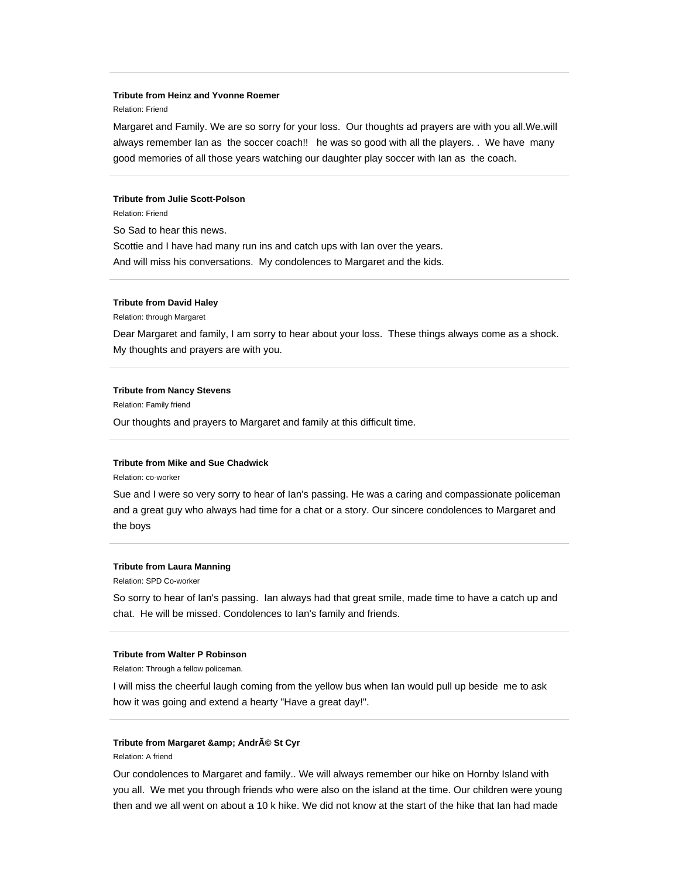---

**Tribute from Heinz and Yvonne Roemer**

Relation: Friend

Margaret and Family. We are so sorry for your loss. Our thoughts ad prayers are with you all.We.will always remember Ian as the soccer coach!! he was so good with all the players. . We have many good memories of all those years watching our daughter play soccer with Ian as the coach.

---

**Tribute from Julie Scott-Polson**

Relation: Friend

So Sad to hear this news.
Scottie and I have had many run ins and catch ups with Ian over the years.
And will miss his conversations. My condolences to Margaret and the kids.

---

**Tribute from David Haley**

Relation: through Margaret

Dear Margaret and family, I am sorry to hear about your loss. These things always come as a shock. My thoughts and prayers are with you.

---

**Tribute from Nancy Stevens**

Relation: Family friend

Our thoughts and prayers to Margaret and family at this difficult time.

---

**Tribute from Mike and Sue Chadwick**

Relation: co-worker

Sue and I were so very sorry to hear of Ian's passing. He was a caring and compassionate policeman and a great guy who always had time for a chat or a story. Our sincere condolences to Margaret and the boys

---

**Tribute from Laura Manning**

Relation: SPD Co-worker

So sorry to hear of Ian's passing. Ian always had that great smile, made time to have a catch up and chat. He will be missed. Condolences to Ian's family and friends.

---

**Tribute from Walter P Robinson**

Relation: Through a fellow policeman.

I will miss the cheerful laugh coming from the yellow bus when Ian would pull up beside me to ask how it was going and extend a hearty "Have a great day!".

---

**Tribute from Margaret &amp; AndrÃ© St Cyr**

Relation: A friend

Our condolences to Margaret and family.. We will always remember our hike on Hornby Island with you all. We met you through friends who were also on the island at the time. Our children were young then and we all went on about a 10 k hike. We did not know at the start of the hike that Ian had made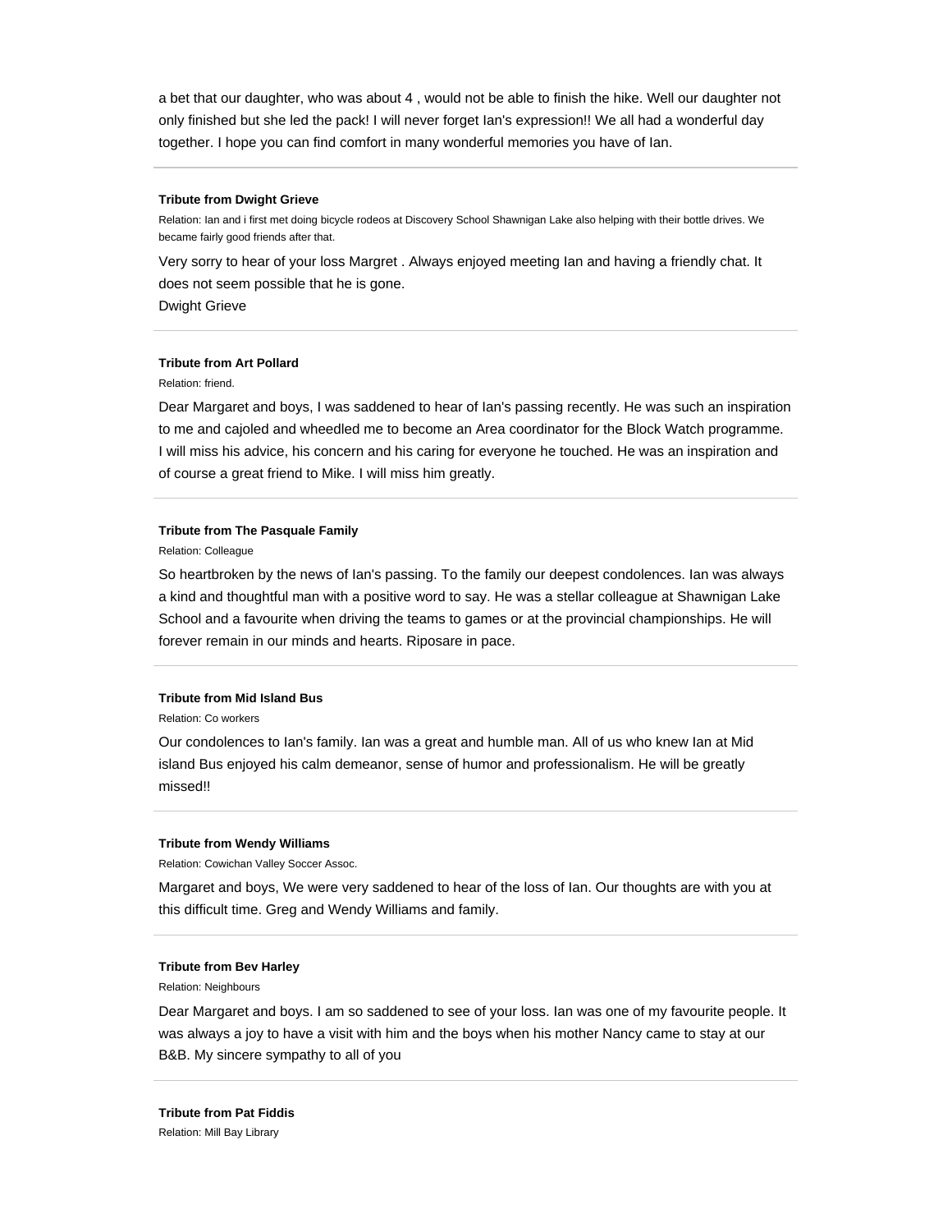a bet that our daughter, who was about 4 , would not be able to finish the hike. Well our daughter not only finished but she led the pack! I will never forget Ian's expression!! We all had a wonderful day together. I hope you can find comfort in many wonderful memories you have of Ian.

---

**Tribute from Dwight Grieve**

Relation: Ian and i first met doing bicycle rodeos at Discovery School Shawnigan Lake also helping with their bottle drives. We became fairly good friends after that.

Very sorry to hear of your loss Margret . Always enjoyed meeting Ian and having a friendly chat. It does not seem possible that he is gone.
Dwight Grieve

---

**Tribute from Art Pollard**

Relation: friend.

Dear Margaret and boys, I was saddened to hear of Ian's passing recently. He was such an inspiration to me and cajoled and wheedled me to become an Area coordinator for the Block Watch programme. I will miss his advice, his concern and his caring for everyone he touched. He was an inspiration and of course a great friend to Mike. I will miss him greatly.

---

**Tribute from The Pasquale Family**

Relation: Colleague

So heartbroken by the news of Ian's passing. To the family our deepest condolences. Ian was always a kind and thoughtful man with a positive word to say. He was a stellar colleague at Shawnigan Lake School and a favourite when driving the teams to games or at the provincial championships. He will forever remain in our minds and hearts. Riposare in pace.

---

**Tribute from Mid Island Bus**

Relation: Co workers

Our condolences to Ian's family. Ian was a great and humble man. All of us who knew Ian at Mid island Bus enjoyed his calm demeanor, sense of humor and professionalism. He will be greatly missed!!

---

**Tribute from Wendy Williams**

Relation: Cowichan Valley Soccer Assoc.

Margaret and boys, We were very saddened to hear of the loss of Ian. Our thoughts are with you at this difficult time. Greg and Wendy Williams and family.

---

**Tribute from Bev Harley**

Relation: Neighbours

Dear Margaret and boys. I am so saddened to see of your loss. Ian was one of my favourite people. It was always a joy to have a visit with him and the boys when his mother Nancy came to stay at our B&B. My sincere sympathy to all of you

---

**Tribute from Pat Fiddis**

Relation: Mill Bay Library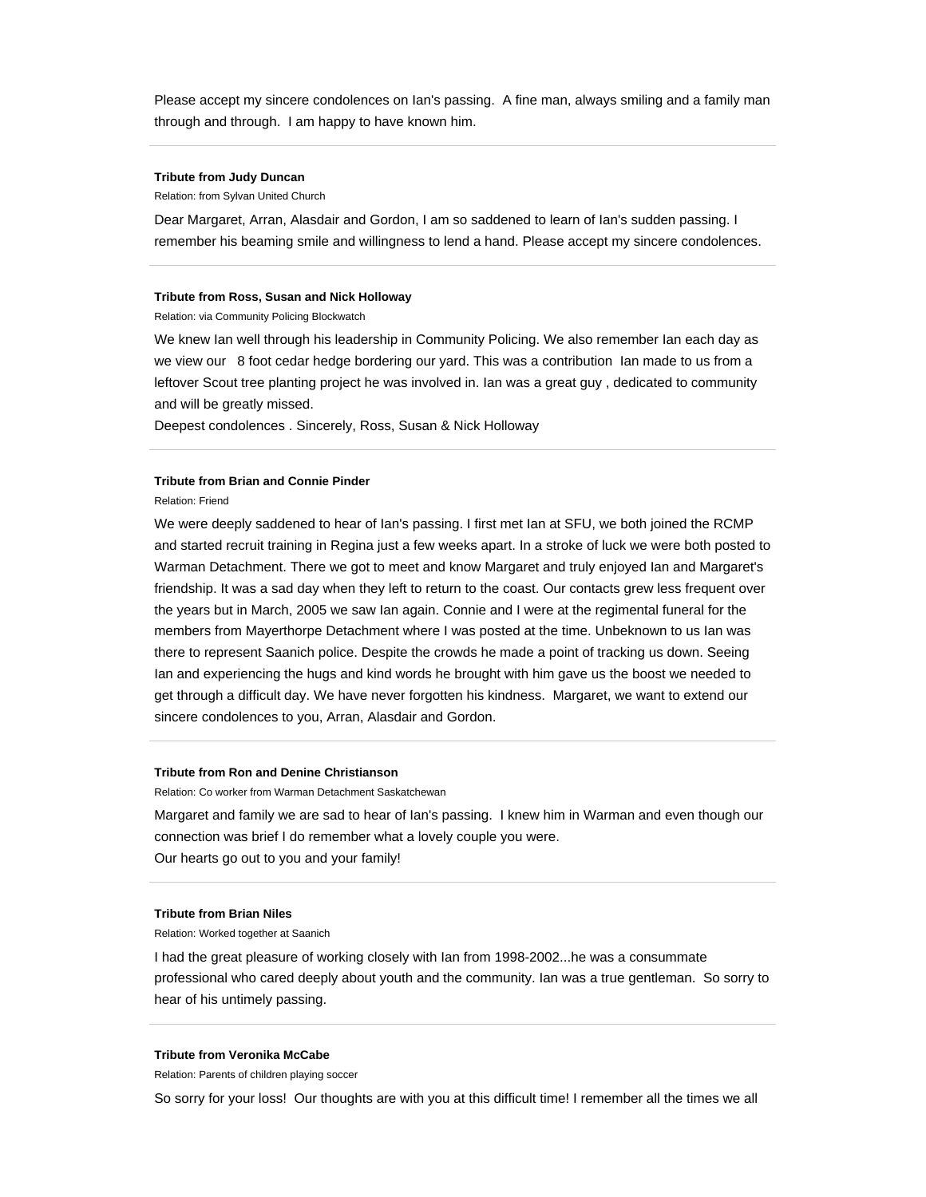Please accept my sincere condolences on Ian's passing.  A fine man, always smiling and a family man through and through.  I am happy to have known him.

---

**Tribute from Judy Duncan**

Relation: from Sylvan United Church

Dear Margaret, Arran, Alasdair and Gordon, I am so saddened to learn of Ian's sudden passing. I remember his beaming smile and willingness to lend a hand. Please accept my sincere condolences.

---

**Tribute from Ross, Susan and Nick Holloway**

Relation: via Community Policing Blockwatch

We knew Ian well through his leadership in Community Policing. We also remember Ian each day as we view our   8 foot cedar hedge bordering our yard. This was a contribution  Ian made to us from a leftover Scout tree planting project he was involved in. Ian was a great guy , dedicated to community and will be greatly missed.
Deepest condolences . Sincerely, Ross, Susan & Nick Holloway

---

**Tribute from Brian and Connie Pinder**

Relation: Friend

We were deeply saddened to hear of Ian's passing. I first met Ian at SFU, we both joined the RCMP and started recruit training in Regina just a few weeks apart. In a stroke of luck we were both posted to Warman Detachment. There we got to meet and know Margaret and truly enjoyed Ian and Margaret's friendship. It was a sad day when they left to return to the coast. Our contacts grew less frequent over the years but in March, 2005 we saw Ian again. Connie and I were at the regimental funeral for the members from Mayerthorpe Detachment where I was posted at the time. Unbeknown to us Ian was there to represent Saanich police. Despite the crowds he made a point of tracking us down. Seeing Ian and experiencing the hugs and kind words he brought with him gave us the boost we needed to get through a difficult day. We have never forgotten his kindness.  Margaret, we want to extend our sincere condolences to you, Arran, Alasdair and Gordon.

---

**Tribute from Ron and Denine Christianson**

Relation: Co worker from Warman Detachment Saskatchewan

Margaret and family we are sad to hear of Ian's passing.  I knew him in Warman and even though our connection was brief I do remember what a lovely couple you were.
Our hearts go out to you and your family!

---

**Tribute from Brian Niles**

Relation: Worked together at Saanich

I had the great pleasure of working closely with Ian from 1998-2002...he was a consummate professional who cared deeply about youth and the community. Ian was a true gentleman.  So sorry to hear of his untimely passing.

---

**Tribute from Veronika McCabe**

Relation: Parents of children playing soccer

So sorry for your loss!  Our thoughts are with you at this difficult time! I remember all the times we all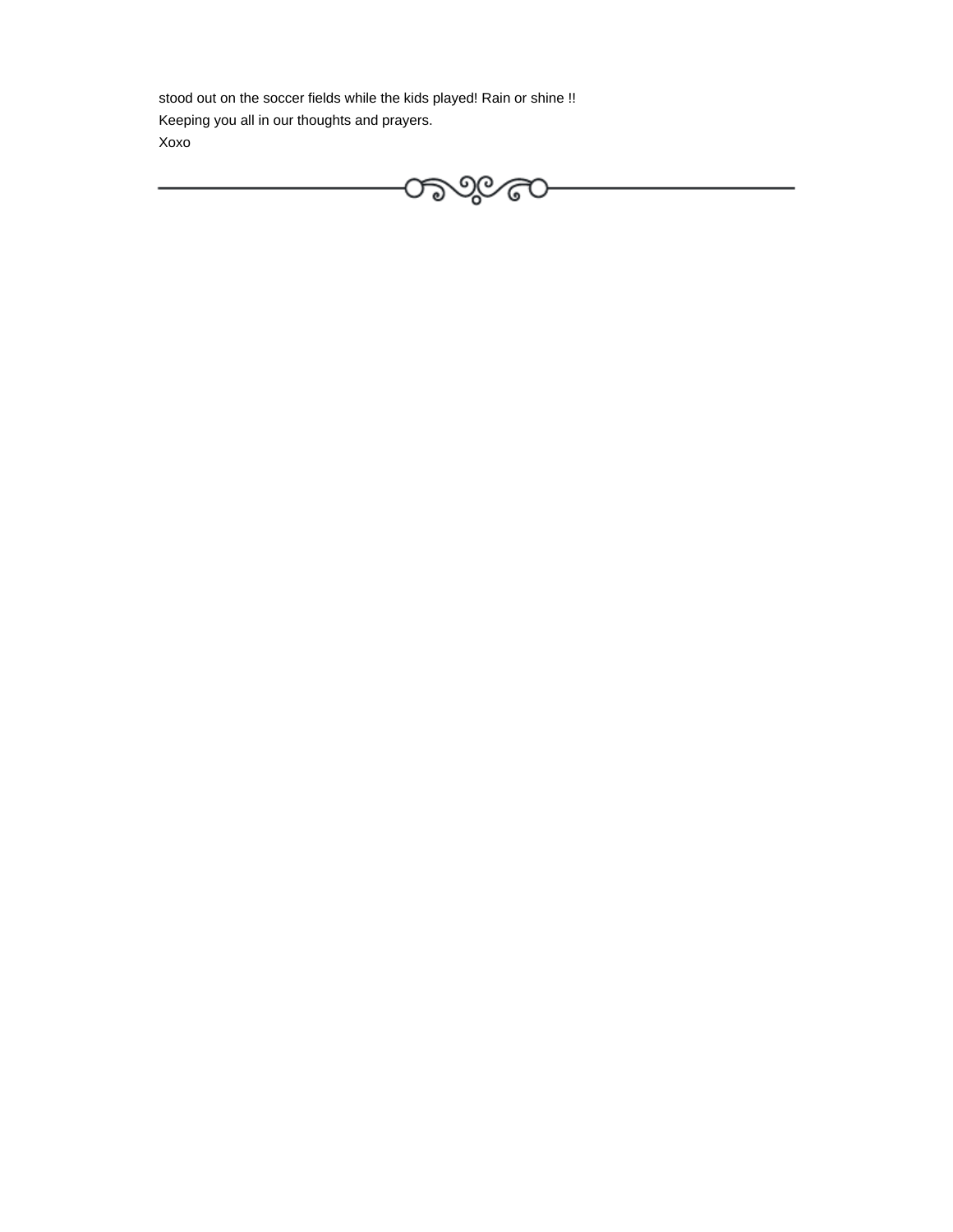stood out on the soccer fields while the kids played! Rain or shine !!
Keeping you all in our thoughts and prayers.
Xoxo